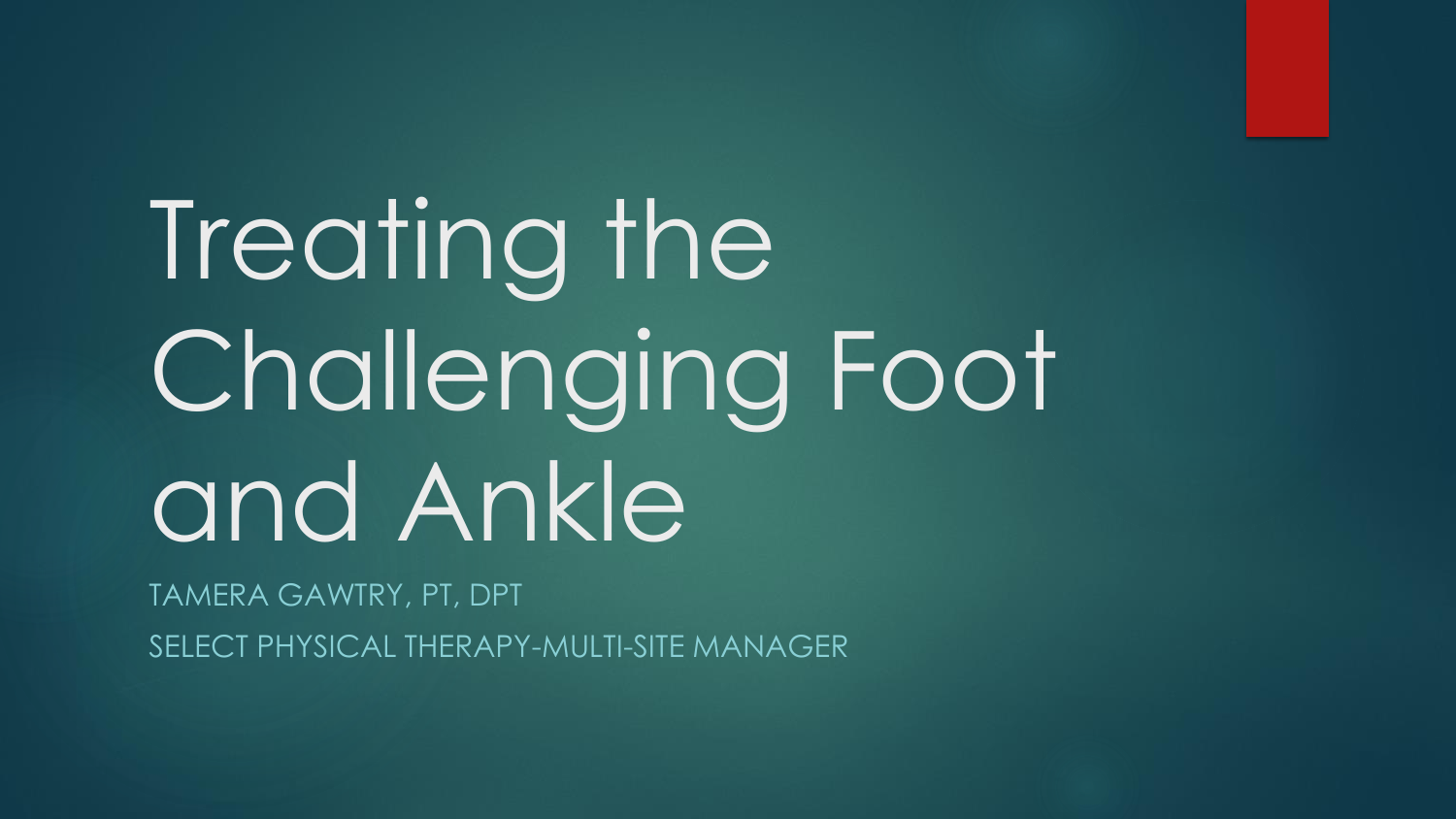# Treating the Challenging Foot and Ankle

TAMERA GAWTRY, PT, DPT

SELECT PHYSICAL THERAPY-MULTI-SITE MANAGER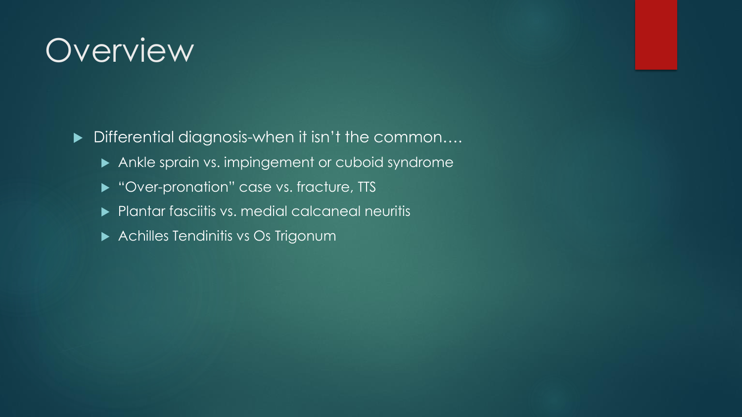# Overview

- Differential diagnosis-when it isn't the common….
  - Ankle sprain vs. impingement or cuboid syndrome
  - "Over-pronation" case vs. fracture, TTS
  - Plantar fasciitis vs. medial calcaneal neuritis
  - Achilles Tendinitis vs Os Trigonum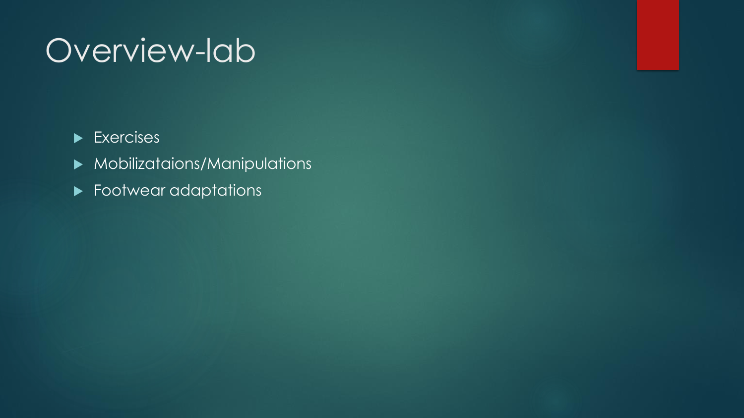# Overview-lab

- Exercises
- Mobilizataions/Manipulations
- Footwear adaptations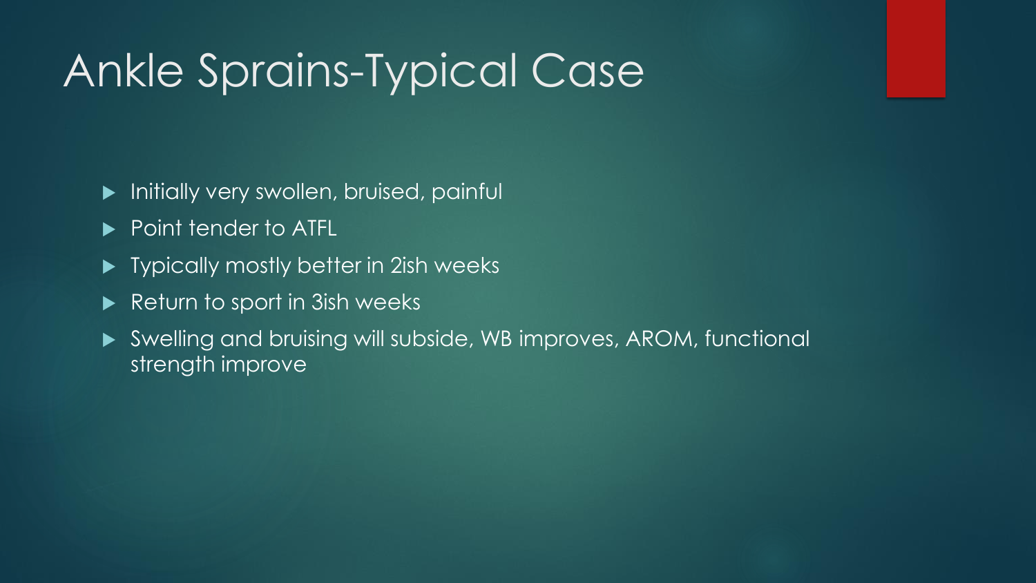# Ankle Sprains-Typical Case

- Initially very swollen, bruised, painful
- Point tender to ATFL
- Typically mostly better in 2ish weeks
- Return to sport in 3ish weeks
- Swelling and bruising will subside, WB improves, AROM, functional strength improve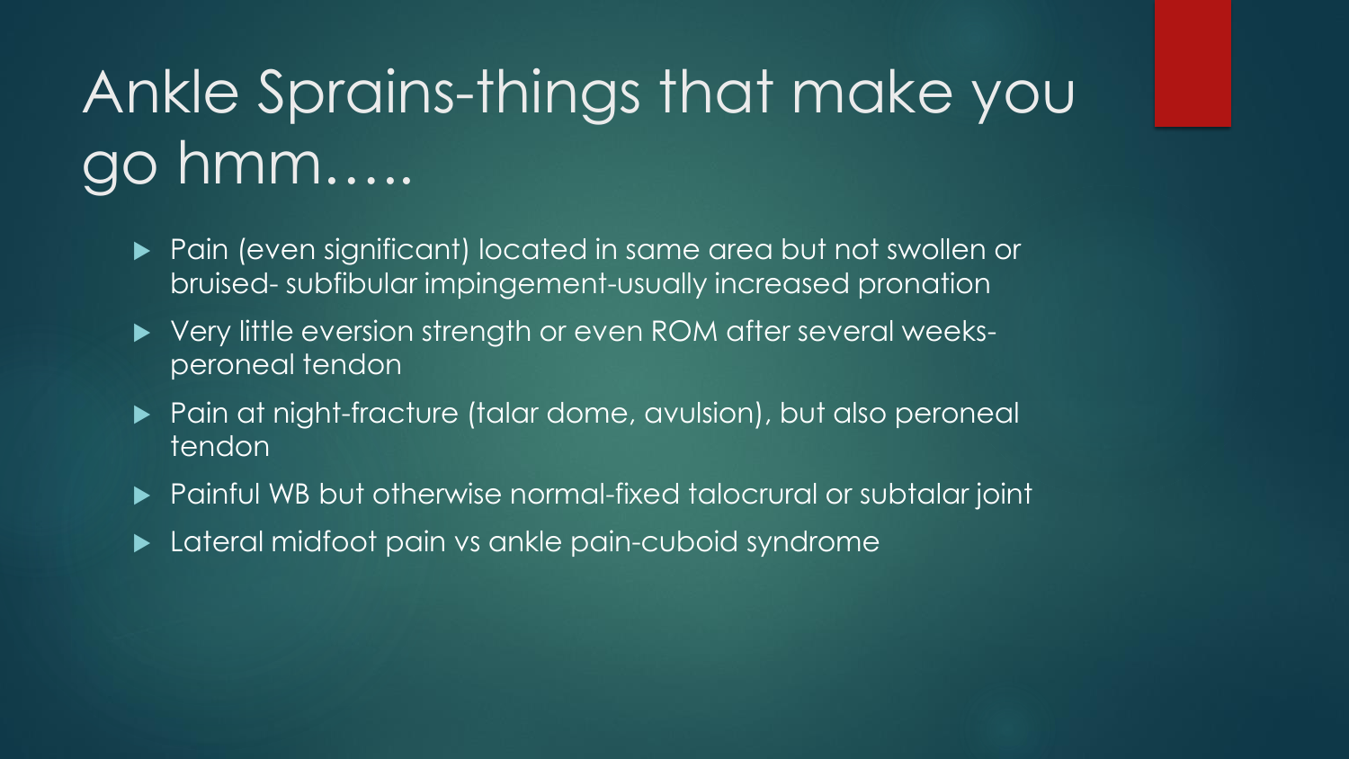# Ankle Sprains-things that make you go hmm…..

- Pain (even significant) located in same area but not swollen or bruised- subfibular impingement-usually increased pronation
- Very little eversion strength or even ROM after several weeks-peroneal tendon
- Pain at night-fracture (talar dome, avulsion), but also peroneal tendon
- Painful WB but otherwise normal-fixed talocrural or subtalar joint
- Lateral midfoot pain vs ankle pain-cuboid syndrome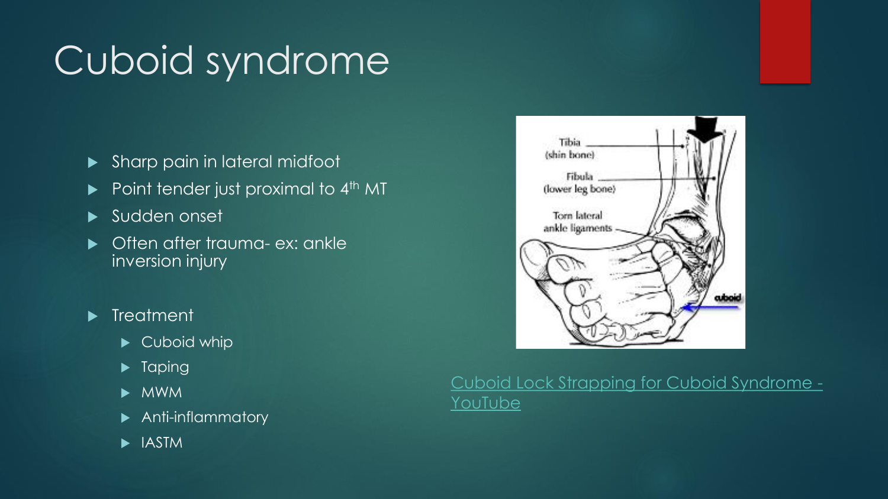# Cuboid syndrome

- Sharp pain in lateral midfoot
- Point tender just proximal to 4th MT
- Sudden onset
- Often after trauma- ex: ankle inversion injury

- Treatment
  - Cuboid whip
  - Taping
  - MWM
  - Anti-inflammatory
  - IASTM

Cuboid Lock Strapping for Cuboid Syndrome - YouTube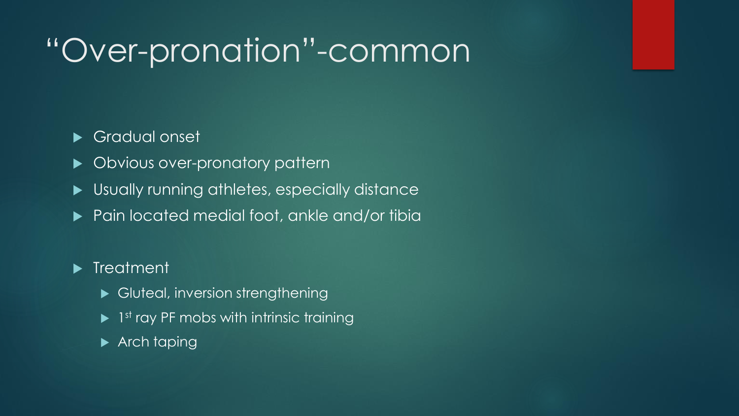# "Over-pronation"-common

- Gradual onset
- Obvious over-pronatory pattern
- Usually running athletes, especially distance
- Pain located medial foot, ankle and/or tibia

- Treatment
  - Gluteal, inversion strengthening
  - 1st ray PF mobs with intrinsic training
  - Arch taping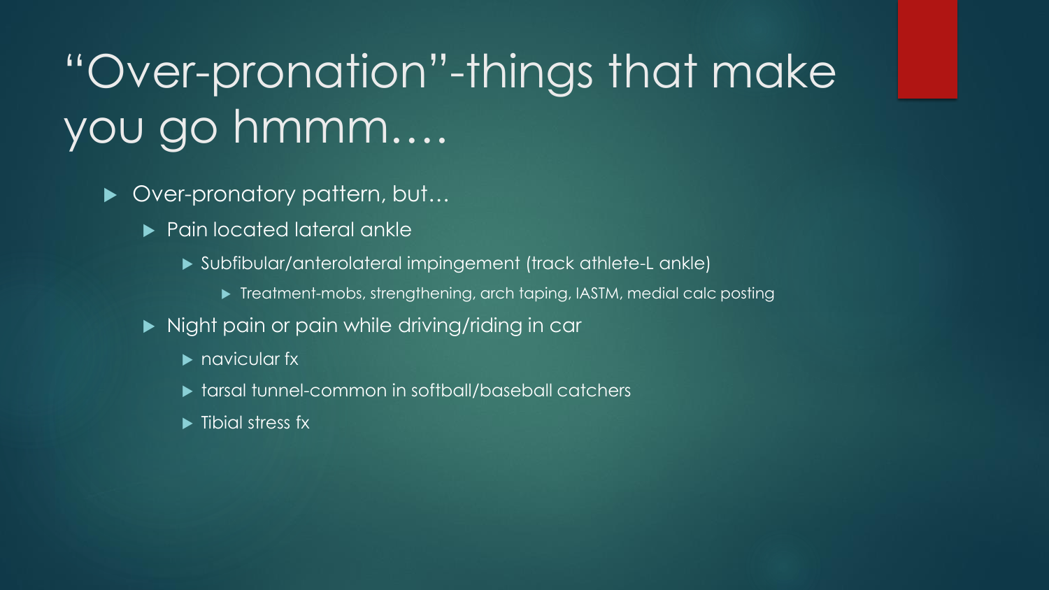# "Over-pronation"-things that make you go hmmm….

- Over-pronatory pattern, but…
  - Pain located lateral ankle
    - Subfibular/anterolateral impingement (track athlete-L ankle)
      - Treatment-mobs, strengthening, arch taping, IASTM, medial calc posting
  - Night pain or pain while driving/riding in car
    - navicular fx
    - tarsal tunnel-common in softball/baseball catchers
    - Tibial stress fx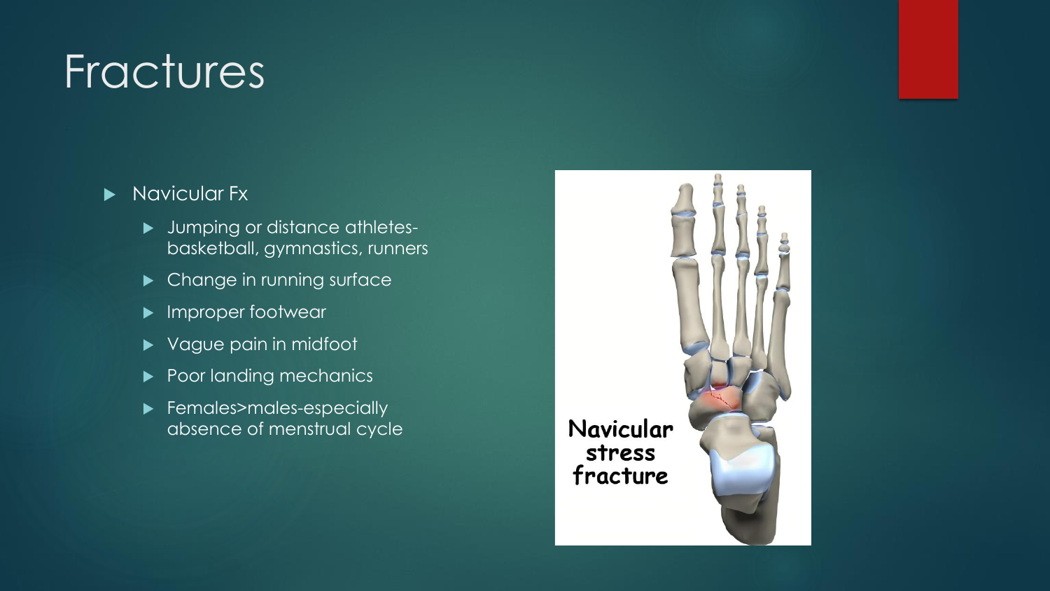# Fractures

- Navicular Fx
  - Jumping or distance athletes- basketball, gymnastics, runners
  - Change in running surface
  - Improper footwear
  - Vague pain in midfoot
  - Poor landing mechanics
  - Females>males-especially absence of menstrual cycle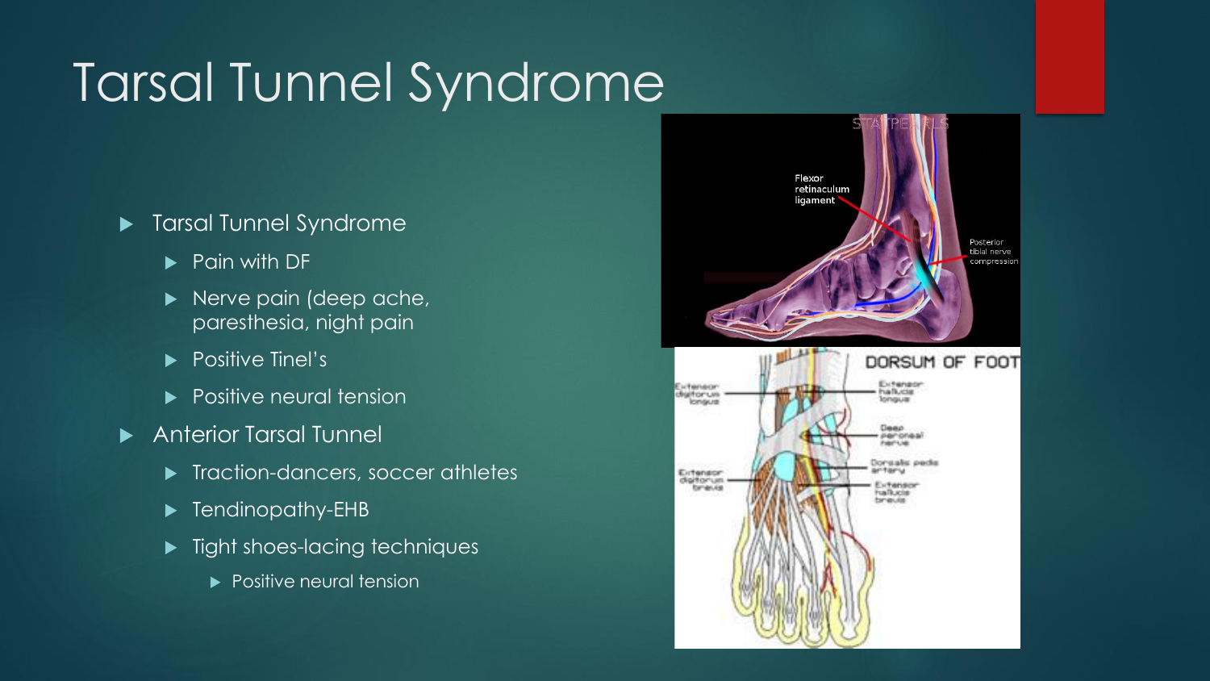# Tarsal Tunnel Syndrome

- Tarsal Tunnel Syndrome
  - Pain with DF
  - Nerve pain (deep ache, paresthesia, night pain
  - Positive Tinel's
  - Positive neural tension
- Anterior Tarsal Tunnel
  - Traction-dancers, soccer athletes
  - Tendinopathy-EHB
  - Tight shoes-lacing techniques
    - Positive neural tension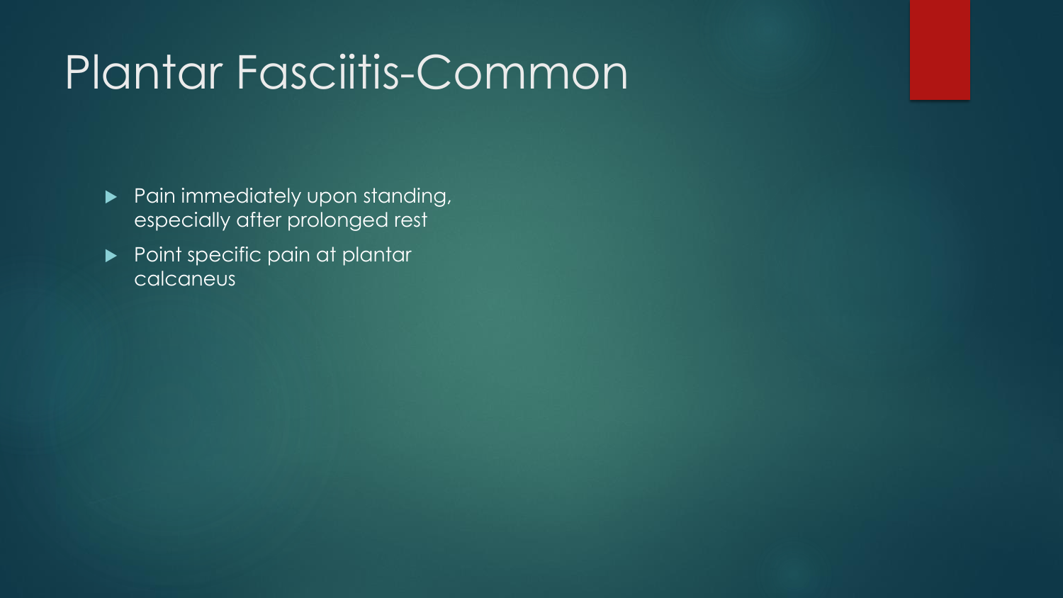# Plantar Fasciitis-Common

- Pain immediately upon standing, especially after prolonged rest
- Point specific pain at plantar calcaneus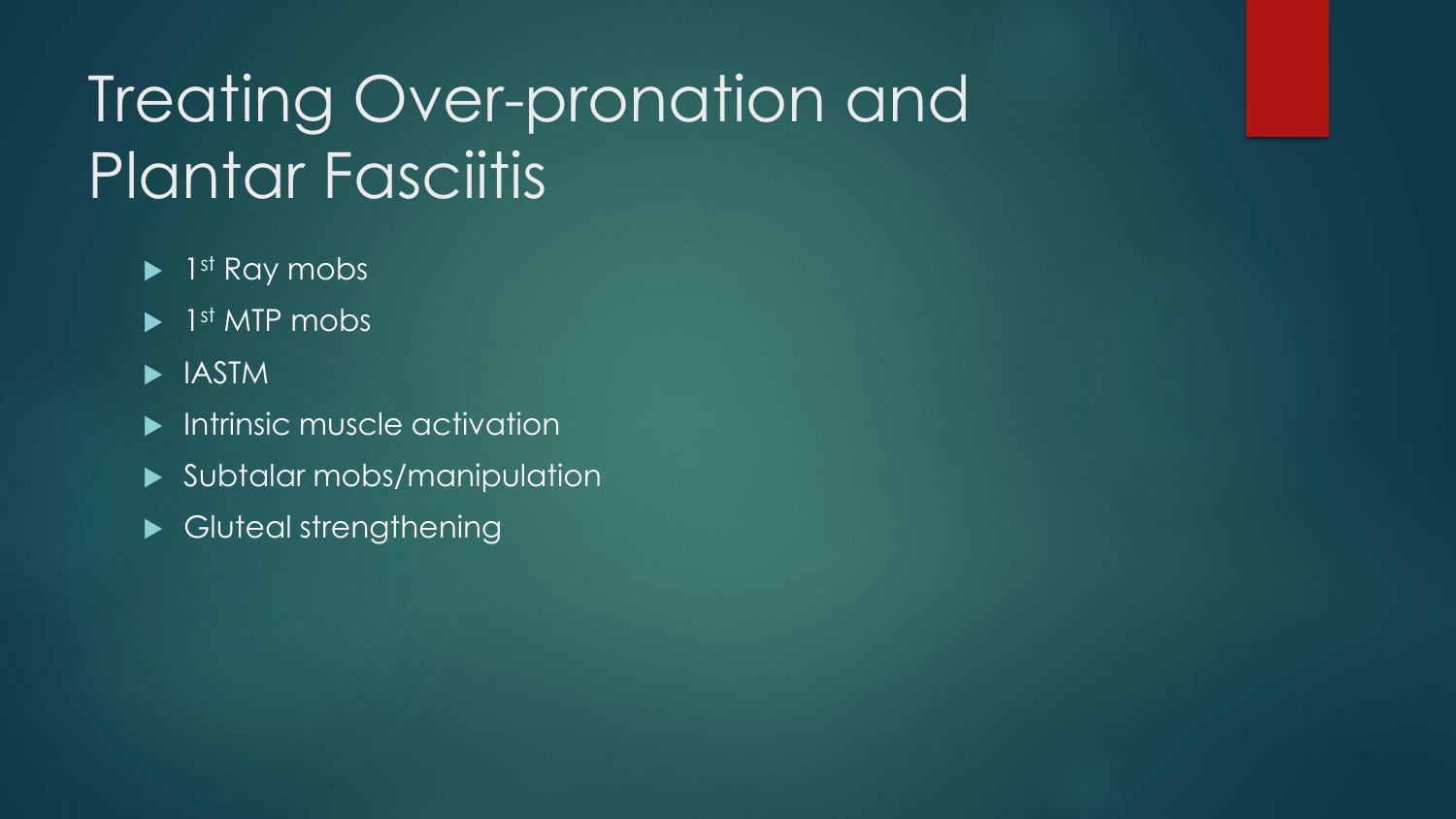# Treating Over-pronation and Plantar Fasciitis

- 1st Ray mobs
- 1st MTP mobs
- IASTM
- Intrinsic muscle activation
- Subtalar mobs/manipulation
- Gluteal strengthening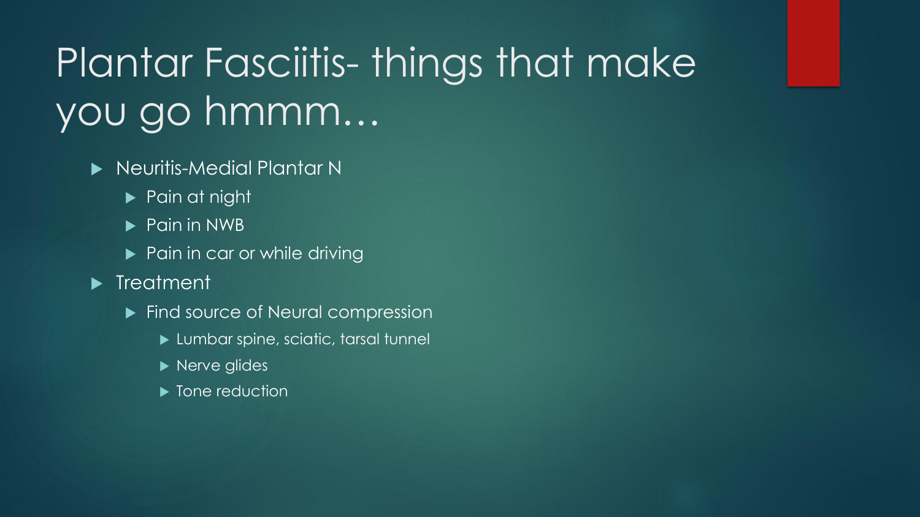# Plantar Fasciitis- things that make you go hmmm…

- Neuritis-Medial Plantar N
  - Pain at night
  - Pain in NWB
  - Pain in car or while driving
- Treatment
  - Find source of Neural compression
    - Lumbar spine, sciatic, tarsal tunnel
    - Nerve glides
    - Tone reduction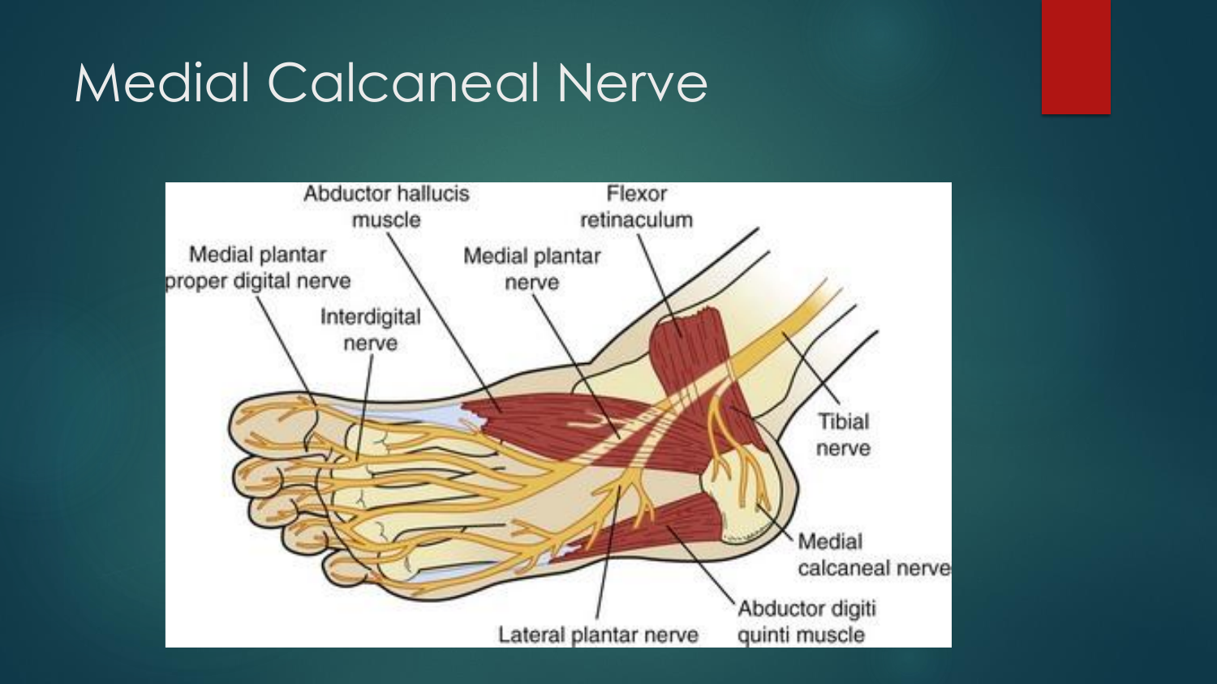# Medial Calcaneal Nerve

Abductor hallucis muscle

Flexor retinaculum

Medial plantar proper digital nerve

Medial plantar nerve

Interdigital nerve

Tibial nerve

Medial calcaneal nerve

Abductor digiti quinti muscle

Lateral plantar nerve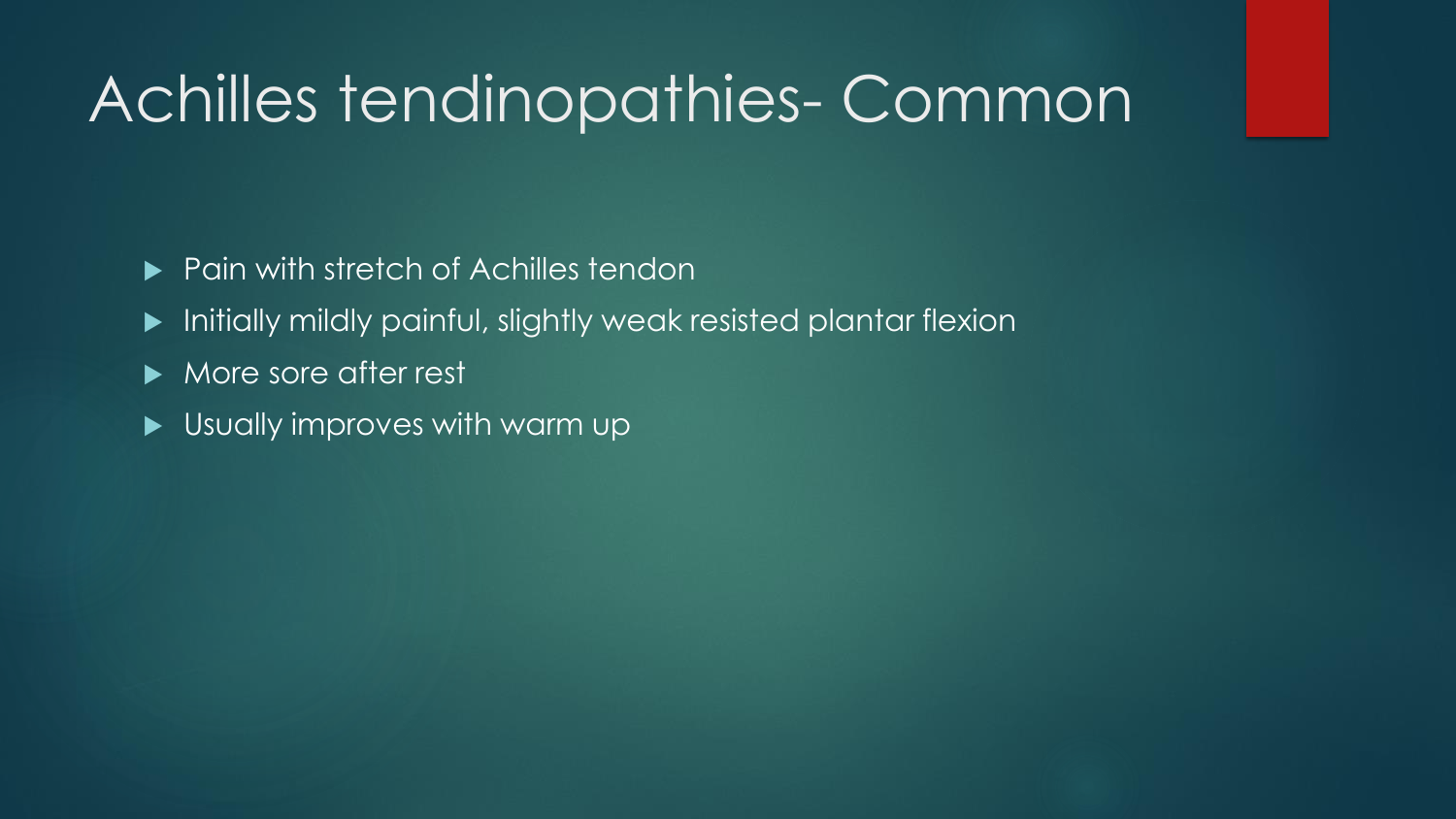# Achilles tendinopathies- Common

- Pain with stretch of Achilles tendon
- Initially mildly painful, slightly weak resisted plantar flexion
- More sore after rest
- Usually improves with warm up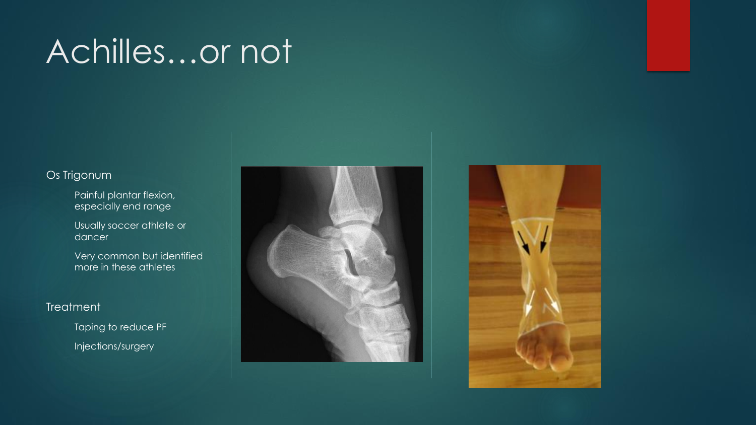# Achilles…or not

Os Trigonum

- Painful plantar flexion, especially end range
- Usually soccer athlete or dancer
- Very common but identified more in these athletes

Treatment

- Taping to reduce PF
- Injections/surgery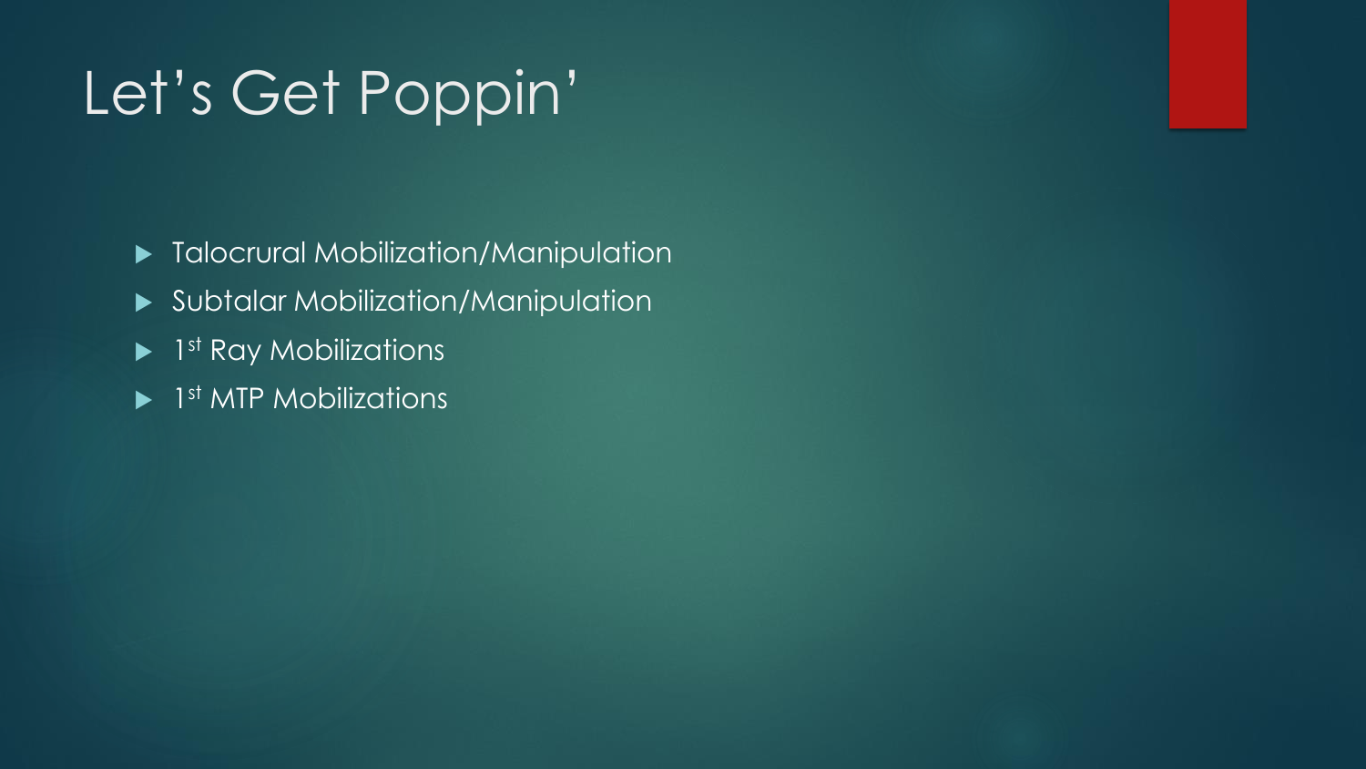# Let's Get Poppin'

- Talocrural Mobilization/Manipulation
- Subtalar Mobilization/Manipulation
- 1st Ray Mobilizations
- 1st MTP Mobilizations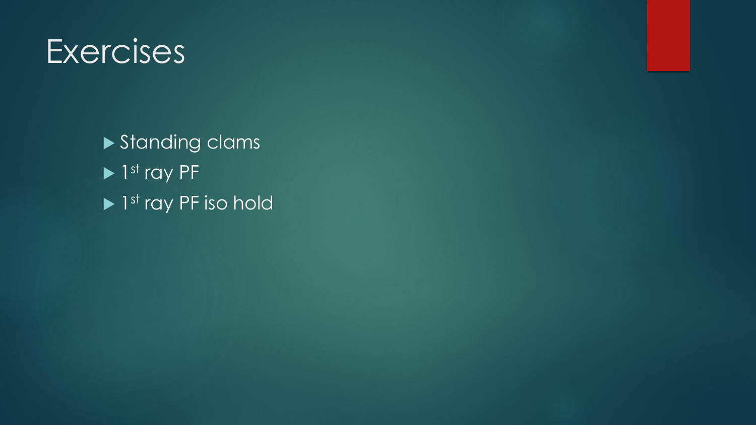# Exercises

- Standing clams
- 1st ray PF
- 1st ray PF iso hold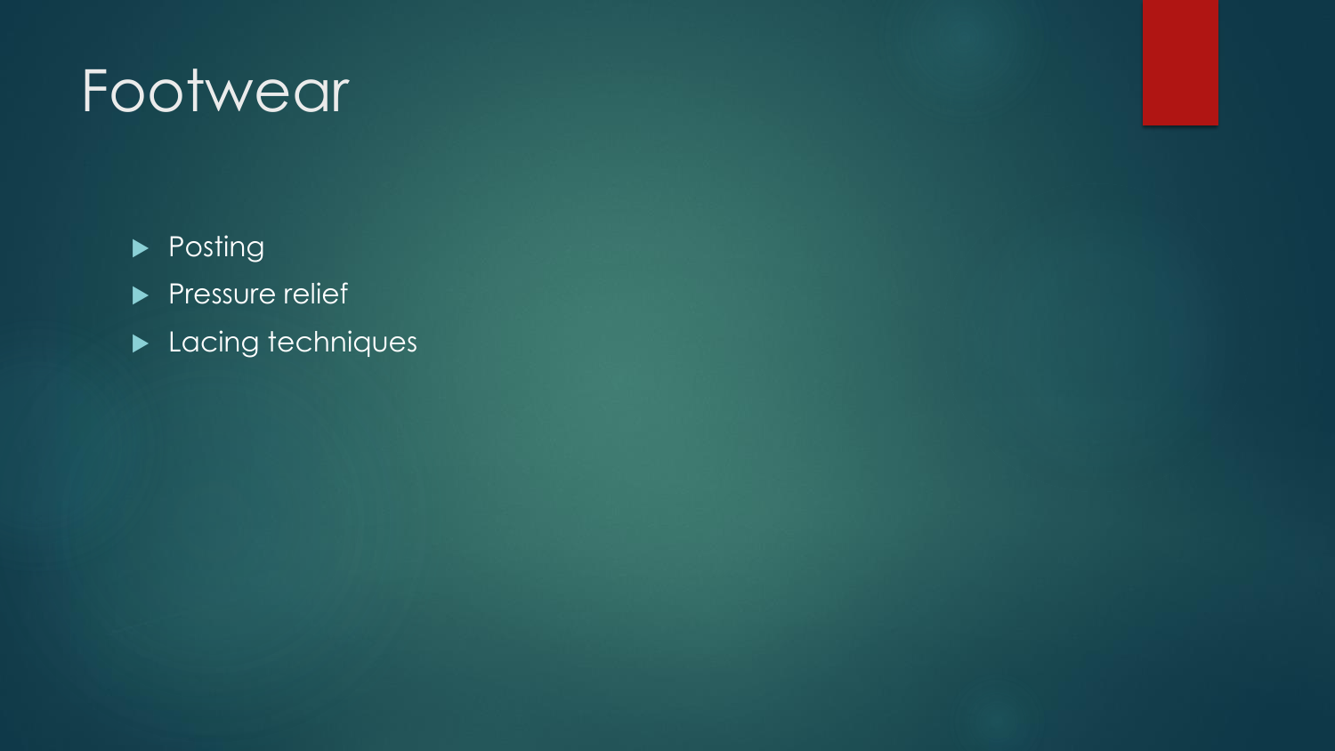# Footwear

- Posting
- Pressure relief
- Lacing techniques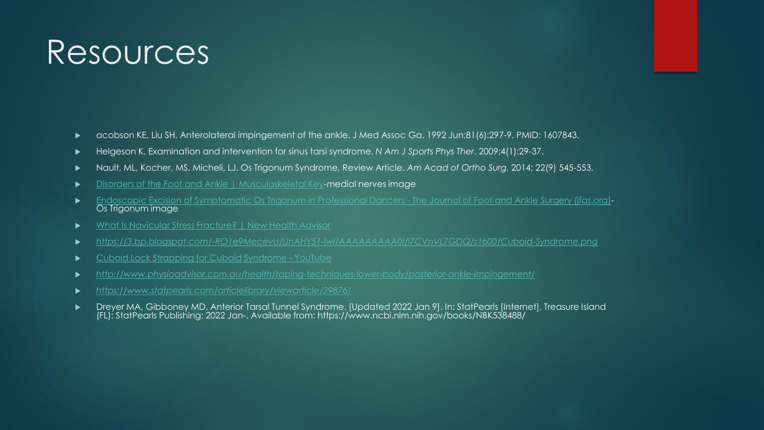# Resources

- acobson KE, Liu SH. Anterolateral impingement of the ankle. J Med Assoc Ga. 1992 Jun;81(6):297-9. PMID: 1607843.
- Helgeson K. Examination and intervention for sinus tarsi syndrome. *N Am J Sports Phys Ther*. 2009;4(1):29-37.
- Nault, ML, Kocher, MS, Micheli, LJ. Os Trigonum Syndrome, Review Article. *Am Acad of Ortho Surg.* 2014; 22(9) 545-553.
- Disorders of the Foot and Ankle | Musculoskeletal Key-medial nerves image
- Endoscopic Excision of Symptomatic Os Trigonum in Professional Dancers - The Journal of Foot and Ankle Surgery (jfas.org)-Os Trigonum image
- What Is Navicular Stress Fracture? | New Health Advisor
- *https://3.bp.blogspot.com/-RO1e9MecevU/UnAHY51-lwI/AAAAAAAAA0I/l7CVnVL7GDQ/s1600/Cuboid-Syndrome.png*
- Cuboid Lock Strapping for Cuboid Syndrome - YouTube
- *http://www.physioadvisor.com.au/health/taping-techniques-lower-body/posterior-ankle-impingement/*
- *https://www.statpearls.com/articlelibrary/viewarticle/29876/*
- Dreyer MA, Gibboney MD. Anterior Tarsal Tunnel Syndrome. [Updated 2022 Jan 9]. In: StatPearls [Internet]. Treasure Island (FL): StatPearls Publishing; 2022 Jan-. Available from: https://www.ncbi.nlm.nih.gov/books/NBK538488/